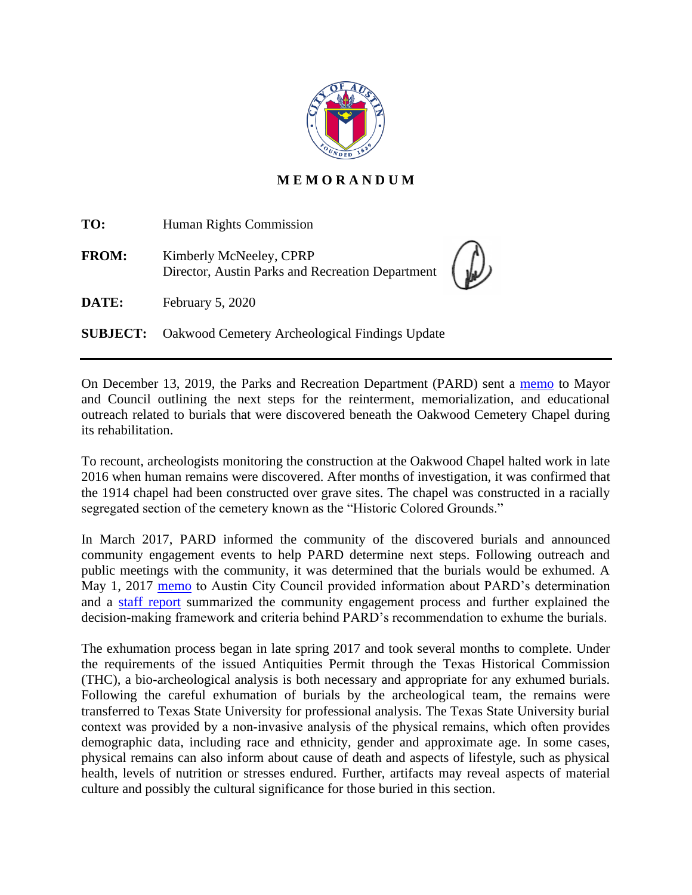# MEMORANDUM

**TO:** Human Rights Commission

**FROM:** Kimberly McNeeley, CPRP
Director, Austin Parks and Recreation Department

**DATE:** February 5, 2020

**SUBJECT:** Oakwood Cemetery Archeological Findings Update

---

On December 13, 2019, the Parks and Recreation Department (PARD) sent a memo to Mayor and Council outlining the next steps for the reinterment, memorialization, and educational outreach related to burials that were discovered beneath the Oakwood Cemetery Chapel during its rehabilitation.

To recount, archeologists monitoring the construction at the Oakwood Chapel halted work in late 2016 when human remains were discovered. After months of investigation, it was confirmed that the 1914 chapel had been constructed over grave sites. The chapel was constructed in a racially segregated section of the cemetery known as the "Historic Colored Grounds."

In March 2017, PARD informed the community of the discovered burials and announced community engagement events to help PARD determine next steps. Following outreach and public meetings with the community, it was determined that the burials would be exhumed. A May 1, 2017 memo to Austin City Council provided information about PARD's determination and a staff report summarized the community engagement process and further explained the decision-making framework and criteria behind PARD's recommendation to exhume the burials.

The exhumation process began in late spring 2017 and took several months to complete. Under the requirements of the issued Antiquities Permit through the Texas Historical Commission (THC), a bio-archeological analysis is both necessary and appropriate for any exhumed burials. Following the careful exhumation of burials by the archeological team, the remains were transferred to Texas State University for professional analysis. The Texas State University burial context was provided by a non-invasive analysis of the physical remains, which often provides demographic data, including race and ethnicity, gender and approximate age. In some cases, physical remains can also inform about cause of death and aspects of lifestyle, such as physical health, levels of nutrition or stresses endured. Further, artifacts may reveal aspects of material culture and possibly the cultural significance for those buried in this section.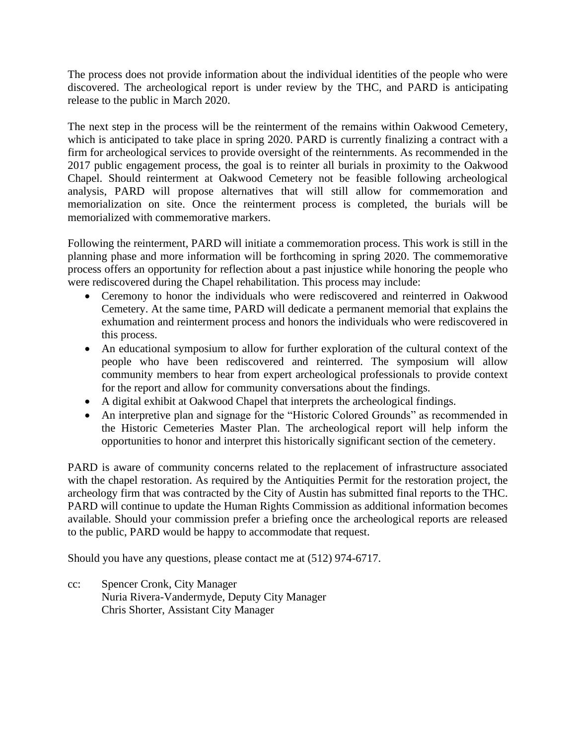The process does not provide information about the individual identities of the people who were discovered. The archeological report is under review by the THC, and PARD is anticipating release to the public in March 2020.

The next step in the process will be the reinterment of the remains within Oakwood Cemetery, which is anticipated to take place in spring 2020. PARD is currently finalizing a contract with a firm for archeological services to provide oversight of the reinternments. As recommended in the 2017 public engagement process, the goal is to reinter all burials in proximity to the Oakwood Chapel. Should reinterment at Oakwood Cemetery not be feasible following archeological analysis, PARD will propose alternatives that will still allow for commemoration and memorialization on site. Once the reinterment process is completed, the burials will be memorialized with commemorative markers.

Following the reinterment, PARD will initiate a commemoration process. This work is still in the planning phase and more information will be forthcoming in spring 2020. The commemorative process offers an opportunity for reflection about a past injustice while honoring the people who were rediscovered during the Chapel rehabilitation. This process may include:

- Ceremony to honor the individuals who were rediscovered and reinterred in Oakwood Cemetery. At the same time, PARD will dedicate a permanent memorial that explains the exhumation and reinterment process and honors the individuals who were rediscovered in this process.
- An educational symposium to allow for further exploration of the cultural context of the people who have been rediscovered and reinterred. The symposium will allow community members to hear from expert archeological professionals to provide context for the report and allow for community conversations about the findings.
- A digital exhibit at Oakwood Chapel that interprets the archeological findings.
- An interpretive plan and signage for the "Historic Colored Grounds" as recommended in the Historic Cemeteries Master Plan. The archeological report will help inform the opportunities to honor and interpret this historically significant section of the cemetery.

PARD is aware of community concerns related to the replacement of infrastructure associated with the chapel restoration. As required by the Antiquities Permit for the restoration project, the archeology firm that was contracted by the City of Austin has submitted final reports to the THC. PARD will continue to update the Human Rights Commission as additional information becomes available. Should your commission prefer a briefing once the archeological reports are released to the public, PARD would be happy to accommodate that request.

Should you have any questions, please contact me at (512) 974-6717.

cc: Spencer Cronk, City Manager
Nuria Rivera-Vandermyde, Deputy City Manager
Chris Shorter, Assistant City Manager